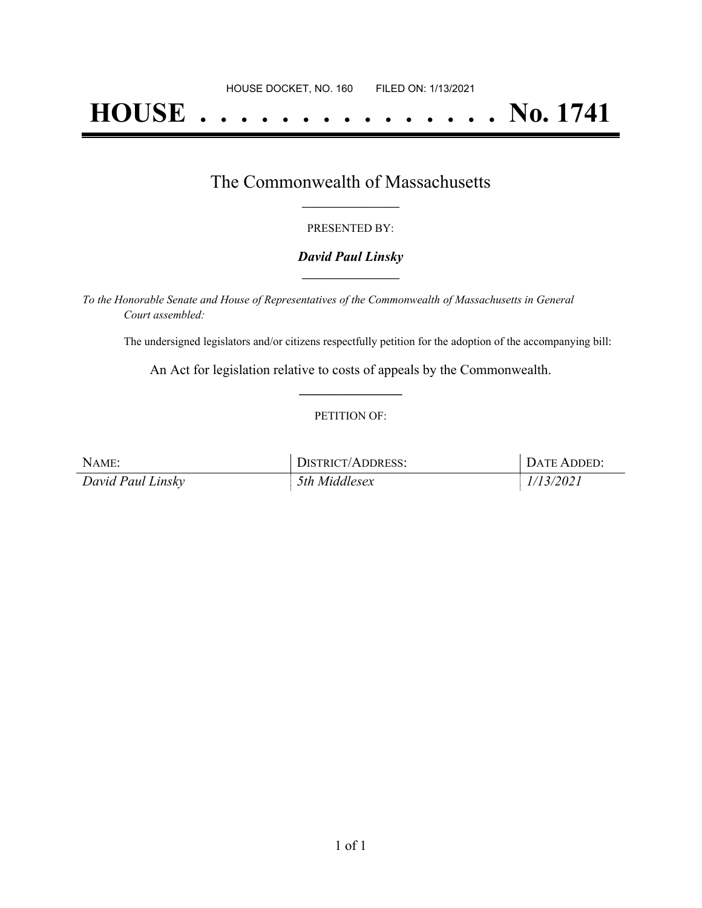HOUSE DOCKET, NO. 160        FILED ON: 1/13/2021

# HOUSE . . . . . . . . . . . . . . . No. 1741

## The Commonwealth of Massachusetts

PRESENTED BY:

***David Paul Linsky***

*To the Honorable Senate and House of Representatives of the Commonwealth of Massachusetts in General Court assembled:*

The undersigned legislators and/or citizens respectfully petition for the adoption of the accompanying bill:

An Act for legislation relative to costs of appeals by the Commonwealth.

PETITION OF:

| NAME: | DISTRICT/ADDRESS: | DATE ADDED: |
| --- | --- | --- |
| *David Paul Linsky* | *5th Middlesex* | *1/13/2021* |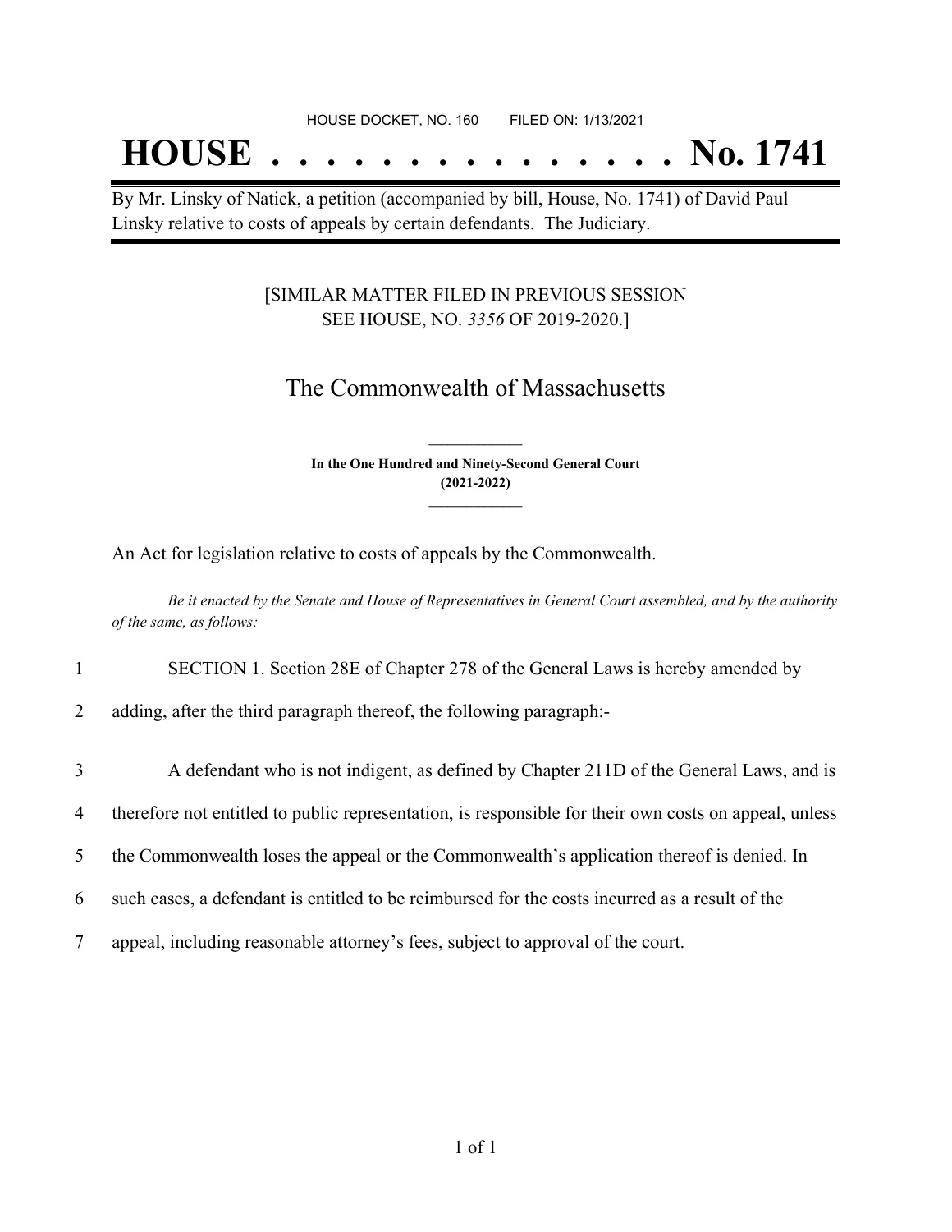HOUSE DOCKET, NO. 160 FILED ON: 1/13/2021

# HOUSE . . . . . . . . . . . . . . . No. 1741

By Mr. Linsky of Natick, a petition (accompanied by bill, House, No. 1741) of David Paul Linsky relative to costs of appeals by certain defendants. The Judiciary.

[SIMILAR MATTER FILED IN PREVIOUS SESSION SEE HOUSE, NO. *3356* OF 2019-2020.]

## The Commonwealth of Massachusetts

**In the One Hundred and Ninety-Second General Court (2021-2022)**

An Act for legislation relative to costs of appeals by the Commonwealth.

*Be it enacted by the Senate and House of Representatives in General Court assembled, and by the authority of the same, as follows:*

1 SECTION 1. Section 28E of Chapter 278 of the General Laws is hereby amended by
2 adding, after the third paragraph thereof, the following paragraph:-

3 A defendant who is not indigent, as defined by Chapter 211D of the General Laws, and is
4 therefore not entitled to public representation, is responsible for their own costs on appeal, unless
5 the Commonwealth loses the appeal or the Commonwealth's application thereof is denied. In
6 such cases, a defendant is entitled to be reimbursed for the costs incurred as a result of the
7 appeal, including reasonable attorney's fees, subject to approval of the court.